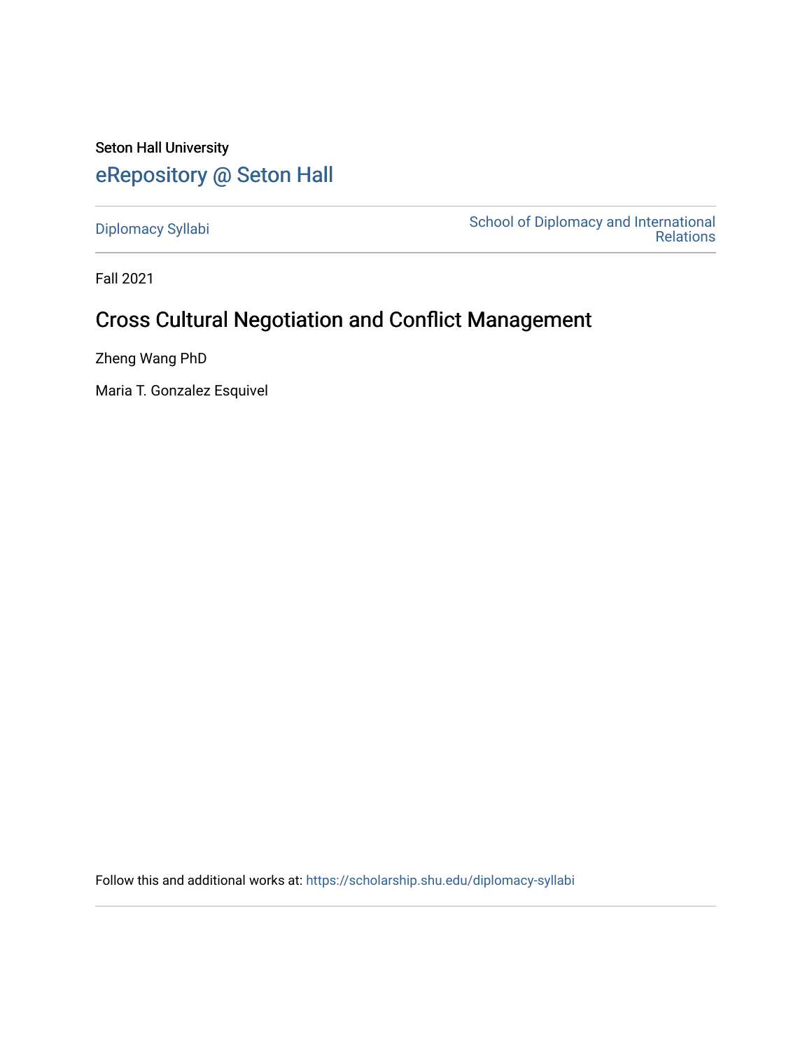Seton Hall University

# eRepository @ Seton Hall

Diplomacy Syllabi

School of Diplomacy and International Relations

Fall 2021

## Cross Cultural Negotiation and Conflict Management

Zheng Wang PhD

Maria T. Gonzalez Esquivel

Follow this and additional works at: https://scholarship.shu.edu/diplomacy-syllabi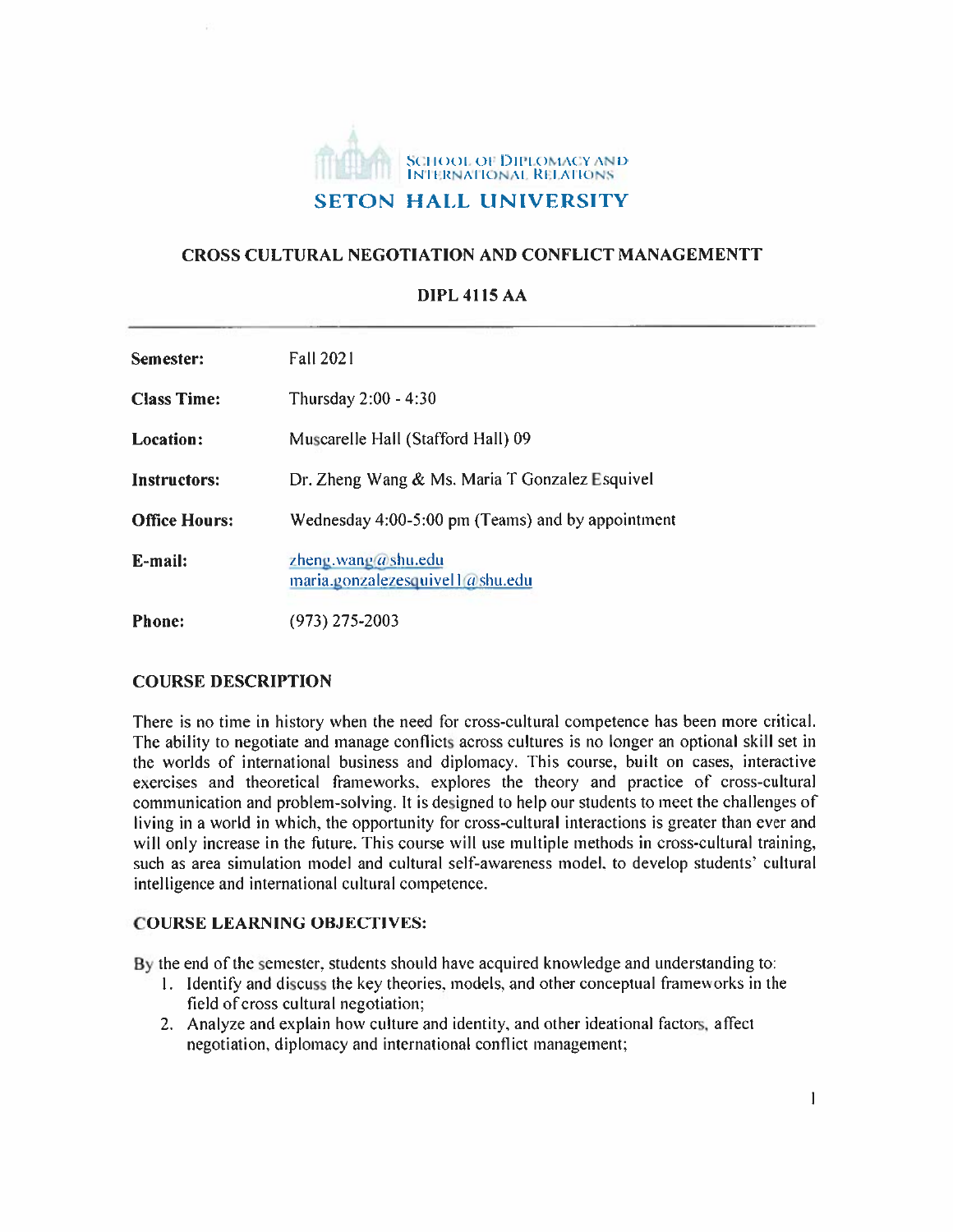SCHOOL OF DIPLOMACY AND INTERNATIONAL RELATIONS

**SETON HALL UNIVERSITY**

# CROSS CULTURAL NEGOTIATION AND CONFLICT MANAGEMENTT

## DIPL 4115 AA

| | |
|---|---|
| **Semester:** | Fall 2021 |
| **Class Time:** | Thursday 2:00 - 4:30 |
| **Location:** | Muscarelle Hall (Stafford Hall) 09 |
| **Instructors:** | Dr. Zheng Wang & Ms. Maria T Gonzalez Esquivel |
| **Office Hours:** | Wednesday 4:00-5:00 pm (Teams) and by appointment |
| **E-mail:** | zheng.wang@shu.edu<br>maria.gonzalezesquivel1@shu.edu |
| **Phone:** | (973) 275-2003 |

## COURSE DESCRIPTION

There is no time in history when the need for cross-cultural competence has been more critical. The ability to negotiate and manage conflicts across cultures is no longer an optional skill set in the worlds of international business and diplomacy. This course, built on cases, interactive exercises and theoretical frameworks, explores the theory and practice of cross-cultural communication and problem-solving. It is designed to help our students to meet the challenges of living in a world in which, the opportunity for cross-cultural interactions is greater than ever and will only increase in the future. This course will use multiple methods in cross-cultural training, such as area simulation model and cultural self-awareness model, to develop students' cultural intelligence and international cultural competence.

## COURSE LEARNING OBJECTIVES:

By the end of the semester, students should have acquired knowledge and understanding to:

1. Identify and discuss the key theories, models, and other conceptual frameworks in the field of cross cultural negotiation;
2. Analyze and explain how culture and identity, and other ideational factors, affect negotiation, diplomacy and international conflict management;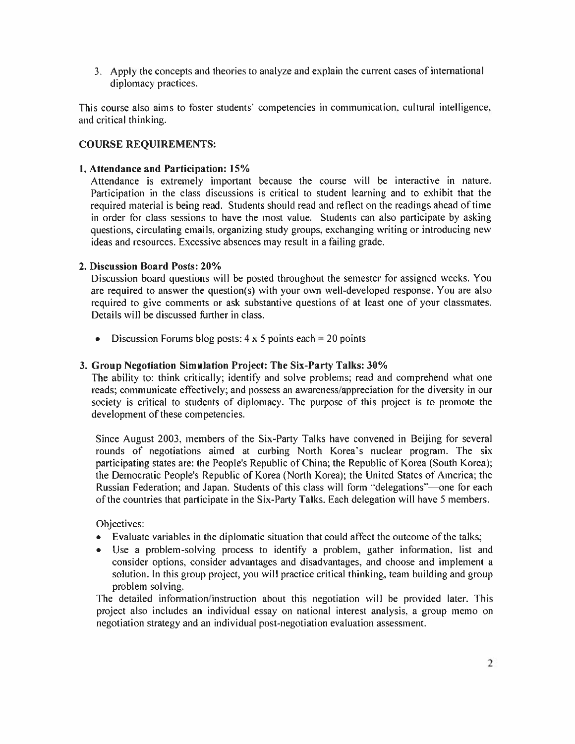3. Apply the concepts and theories to analyze and explain the current cases of international diplomacy practices.

This course also aims to foster students' competencies in communication, cultural intelligence, and critical thinking.

### COURSE REQUIREMENTS:

**1. Attendance and Participation: 15%**

Attendance is extremely important because the course will be interactive in nature. Participation in the class discussions is critical to student learning and to exhibit that the required material is being read. Students should read and reflect on the readings ahead of time in order for class sessions to have the most value. Students can also participate by asking questions, circulating emails, organizing study groups, exchanging writing or introducing new ideas and resources. Excessive absences may result in a failing grade.

**2. Discussion Board Posts: 20%**

Discussion board questions will be posted throughout the semester for assigned weeks. You are required to answer the question(s) with your own well-developed response. You are also required to give comments or ask substantive questions of at least one of your classmates. Details will be discussed further in class.

- Discussion Forums blog posts: 4 x 5 points each = 20 points

**3. Group Negotiation Simulation Project: The Six-Party Talks: 30%**

The ability to: think critically; identify and solve problems; read and comprehend what one reads; communicate effectively; and possess an awareness/appreciation for the diversity in our society is critical to students of diplomacy. The purpose of this project is to promote the development of these competencies.

Since August 2003, members of the Six-Party Talks have convened in Beijing for several rounds of negotiations aimed at curbing North Korea's nuclear program. The six participating states are: the People's Republic of China; the Republic of Korea (South Korea); the Democratic People's Republic of Korea (North Korea); the United States of America; the Russian Federation; and Japan. Students of this class will form "delegations"—one for each of the countries that participate in the Six-Party Talks. Each delegation will have 5 members.

Objectives:

- Evaluate variables in the diplomatic situation that could affect the outcome of the talks;
- Use a problem-solving process to identify a problem, gather information, list and consider options, consider advantages and disadvantages, and choose and implement a solution. In this group project, you will practice critical thinking, team building and group problem solving.

The detailed information/instruction about this negotiation will be provided later. This project also includes an individual essay on national interest analysis, a group memo on negotiation strategy and an individual post-negotiation evaluation assessment.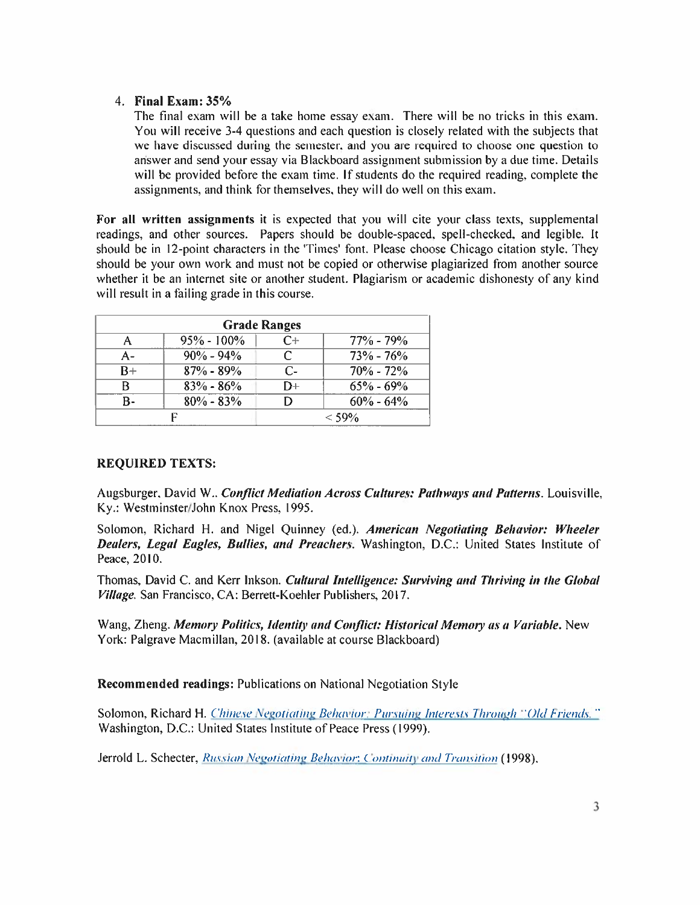4. **Final Exam: 35%**
   The final exam will be a take home essay exam. There will be no tricks in this exam. You will receive 3-4 questions and each question is closely related with the subjects that we have discussed during the semester, and you are required to choose one question to answer and send your essay via Blackboard assignment submission by a due time. Details will be provided before the exam time. If students do the required reading, complete the assignments, and think for themselves, they will do well on this exam.

**For all written assignments** it is expected that you will cite your class texts, supplemental readings, and other sources. Papers should be double-spaced, spell-checked, and legible. It should be in 12-point characters in the 'Times' font. Please choose Chicago citation style. They should be your own work and must not be copied or otherwise plagiarized from another source whether it be an internet site or another student. Plagiarism or academic dishonesty of any kind will result in a failing grade in this course.

| Grade Ranges | | | |
|---|---|---|---|
| A | 95% - 100% | C+ | 77% - 79% |
| A- | 90% - 94% | C | 73% - 76% |
| B+ | 87% - 89% | C- | 70% - 72% |
| B | 83% - 86% | D+ | 65% - 69% |
| B- | 80% - 83% | D | 60% - 64% |
| F | | < 59% | |

### REQUIRED TEXTS:

Augsburger, David W.. ***Conflict Mediation Across Cultures: Pathways and Patterns***. Louisville, Ky.: Westminster/John Knox Press, 1995.

Solomon, Richard H. and Nigel Quinney (ed.). ***American Negotiating Behavior: Wheeler Dealers, Legal Eagles, Bullies, and Preachers***. Washington, D.C.: United States Institute of Peace, 2010.

Thomas, David C. and Kerr Inkson. ***Cultural Intelligence: Surviving and Thriving in the Global Village***. San Francisco, CA: Berrett-Koehler Publishers, 2017.

Wang, Zheng. ***Memory Politics, Identity and Conflict: Historical Memory as a Variable***. New York: Palgrave Macmillan, 2018. (available at course Blackboard)

**Recommended readings:** Publications on National Negotiation Style

Solomon, Richard H. *Chinese Negotiating Behavior: Pursuing Interests Through "Old Friends."* Washington, D.C.: United States Institute of Peace Press (1999).

Jerrold L. Schecter, *Russian Negotiating Behavior: Continuity and Transition* (1998).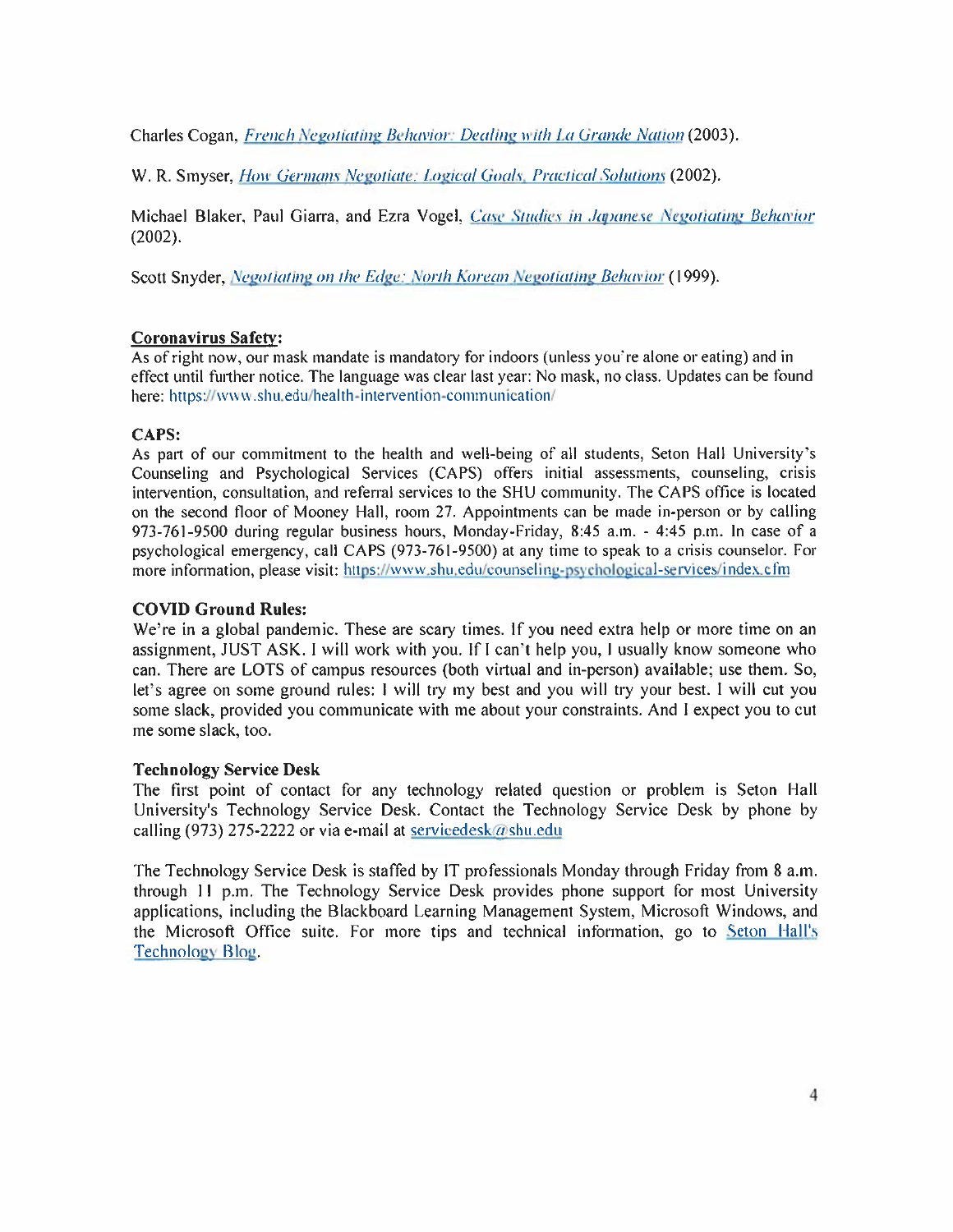Charles Cogan, *French Negotiating Behavior: Dealing with La Grande Nation* (2003).

W. R. Smyser, *How Germans Negotiate: Logical Goals, Practical Solutions* (2002).

Michael Blaker, Paul Giarra, and Ezra Vogel, *Case Studies in Japanese Negotiating Behavior* (2002).

Scott Snyder, *Negotiating on the Edge: North Korean Negotiating Behavior* (1999).

**Coronavirus Safety:**

As of right now, our mask mandate is mandatory for indoors (unless you're alone or eating) and in effect until further notice. The language was clear last year: No mask, no class. Updates can be found here: https://www.shu.edu/health-intervention-communication/

**CAPS:**

As part of our commitment to the health and well-being of all students, Seton Hall University's Counseling and Psychological Services (CAPS) offers initial assessments, counseling, crisis intervention, consultation, and referral services to the SHU community. The CAPS office is located on the second floor of Mooney Hall, room 27. Appointments can be made in-person or by calling 973-761-9500 during regular business hours, Monday-Friday, 8:45 a.m. - 4:45 p.m. In case of a psychological emergency, call CAPS (973-761-9500) at any time to speak to a crisis counselor. For more information, please visit: https://www.shu.edu/counseling-psychological-services/index.cfm

**COVID Ground Rules:**

We're in a global pandemic. These are scary times. If you need extra help or more time on an assignment, JUST ASK. I will work with you. If I can't help you, I usually know someone who can. There are LOTS of campus resources (both virtual and in-person) available; use them. So, let's agree on some ground rules: I will try my best and you will try your best. I will cut you some slack, provided you communicate with me about your constraints. And I expect you to cut me some slack, too.

**Technology Service Desk**

The first point of contact for any technology related question or problem is Seton Hall University's Technology Service Desk. Contact the Technology Service Desk by phone by calling (973) 275-2222 or via e-mail at servicedesk@shu.edu

The Technology Service Desk is staffed by IT professionals Monday through Friday from 8 a.m. through 11 p.m. The Technology Service Desk provides phone support for most University applications, including the Blackboard Learning Management System, Microsoft Windows, and the Microsoft Office suite. For more tips and technical information, go to Seton Hall's Technology Blog.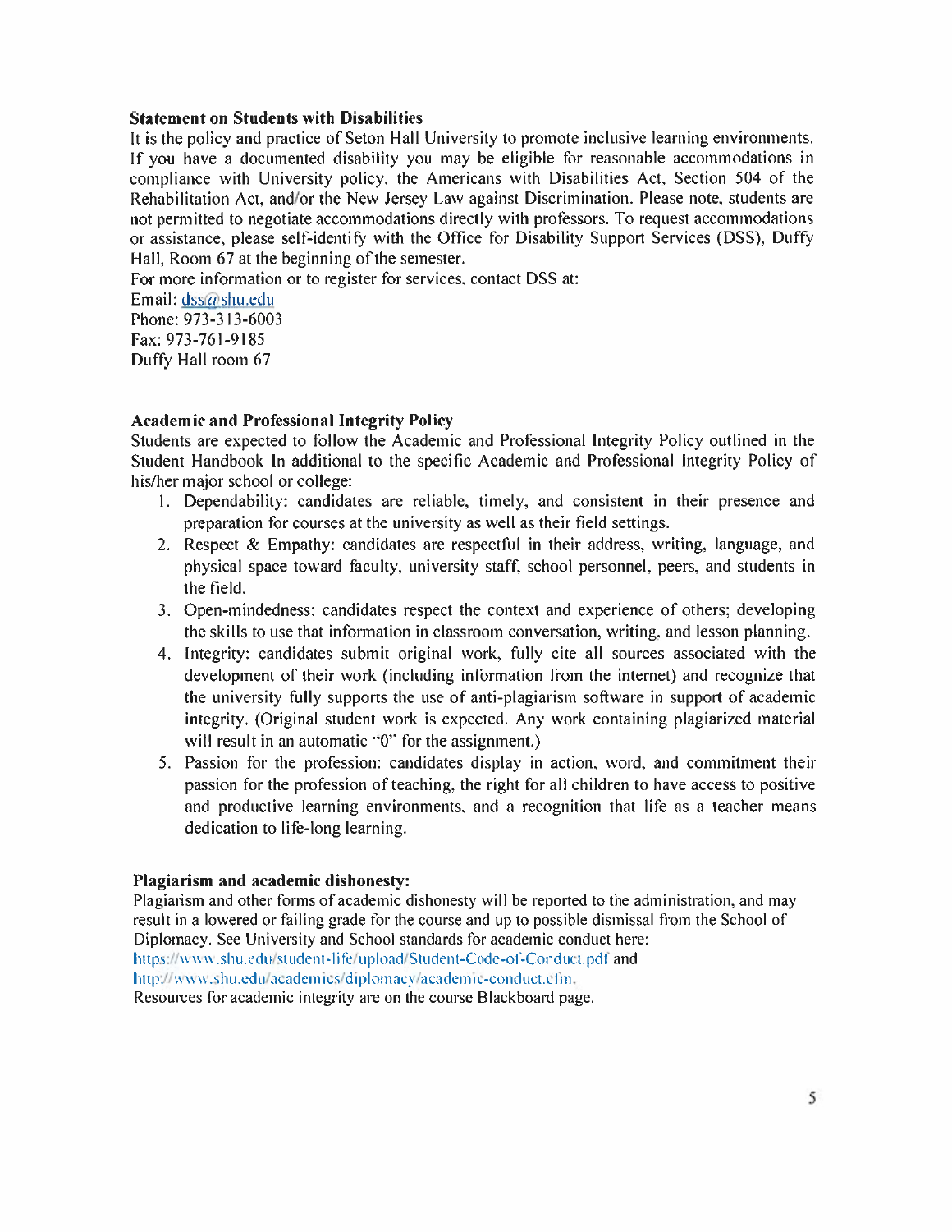**Statement on Students with Disabilities**

It is the policy and practice of Seton Hall University to promote inclusive learning environments. If you have a documented disability you may be eligible for reasonable accommodations in compliance with University policy, the Americans with Disabilities Act, Section 504 of the Rehabilitation Act, and/or the New Jersey Law against Discrimination. Please note, students are not permitted to negotiate accommodations directly with professors. To request accommodations or assistance, please self-identify with the Office for Disability Support Services (DSS), Duffy Hall, Room 67 at the beginning of the semester.

For more information or to register for services, contact DSS at:
Email: dss@shu.edu
Phone: 973-313-6003
Fax: 973-761-9185
Duffy Hall room 67

**Academic and Professional Integrity Policy**

Students are expected to follow the Academic and Professional Integrity Policy outlined in the Student Handbook In additional to the specific Academic and Professional Integrity Policy of his/her major school or college:

1. Dependability: candidates are reliable, timely, and consistent in their presence and preparation for courses at the university as well as their field settings.
2. Respect & Empathy: candidates are respectful in their address, writing, language, and physical space toward faculty, university staff, school personnel, peers, and students in the field.
3. Open-mindedness: candidates respect the context and experience of others; developing the skills to use that information in classroom conversation, writing, and lesson planning.
4. Integrity: candidates submit original work, fully cite all sources associated with the development of their work (including information from the internet) and recognize that the university fully supports the use of anti-plagiarism software in support of academic integrity. (Original student work is expected. Any work containing plagiarized material will result in an automatic "0" for the assignment.)
5. Passion for the profession: candidates display in action, word, and commitment their passion for the profession of teaching, the right for all children to have access to positive and productive learning environments, and a recognition that life as a teacher means dedication to life-long learning.

**Plagiarism and academic dishonesty:**

Plagiarism and other forms of academic dishonesty will be reported to the administration, and may result in a lowered or failing grade for the course and up to possible dismissal from the School of Diplomacy. See University and School standards for academic conduct here:
https://www.shu.edu/student-life/upload/Student-Code-of-Conduct.pdf and
http://www.shu.edu/academics/diplomacy/academic-conduct.cfm.
Resources for academic integrity are on the course Blackboard page.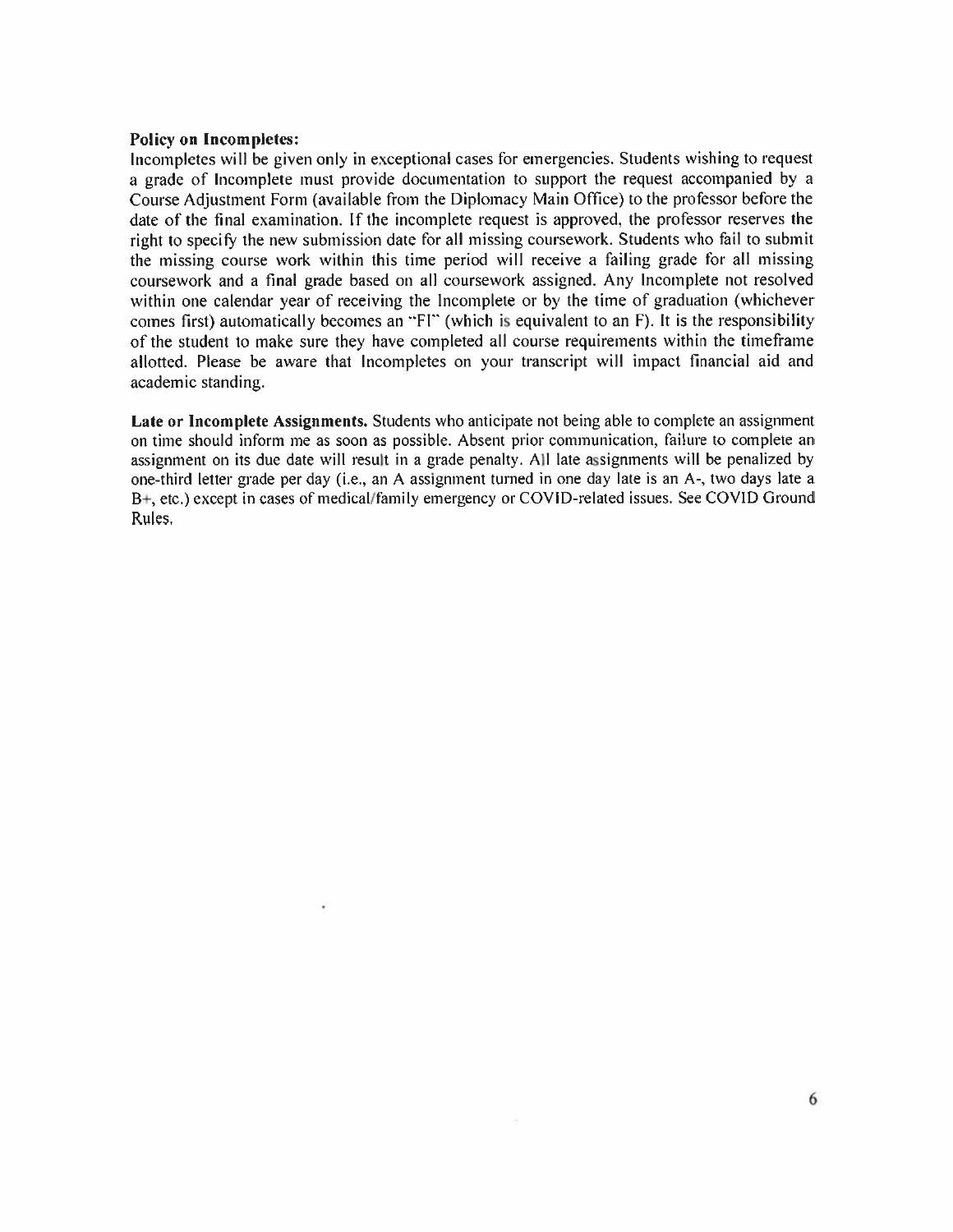**Policy on Incompletes:**
Incompletes will be given only in exceptional cases for emergencies. Students wishing to request a grade of Incomplete must provide documentation to support the request accompanied by a Course Adjustment Form (available from the Diplomacy Main Office) to the professor before the date of the final examination. If the incomplete request is approved, the professor reserves the right to specify the new submission date for all missing coursework. Students who fail to submit the missing course work within this time period will receive a failing grade for all missing coursework and a final grade based on all coursework assigned. Any Incomplete not resolved within one calendar year of receiving the Incomplete or by the time of graduation (whichever comes first) automatically becomes an "FI" (which is equivalent to an F). It is the responsibility of the student to make sure they have completed all course requirements within the timeframe allotted. Please be aware that Incompletes on your transcript will impact financial aid and academic standing.

**Late or Incomplete Assignments.** Students who anticipate not being able to complete an assignment on time should inform me as soon as possible. Absent prior communication, failure to complete an assignment on its due date will result in a grade penalty. All late assignments will be penalized by one-third letter grade per day (i.e., an A assignment turned in one day late is an A-, two days late a B+, etc.) except in cases of medical/family emergency or COVID-related issues. See COVID Ground Rules.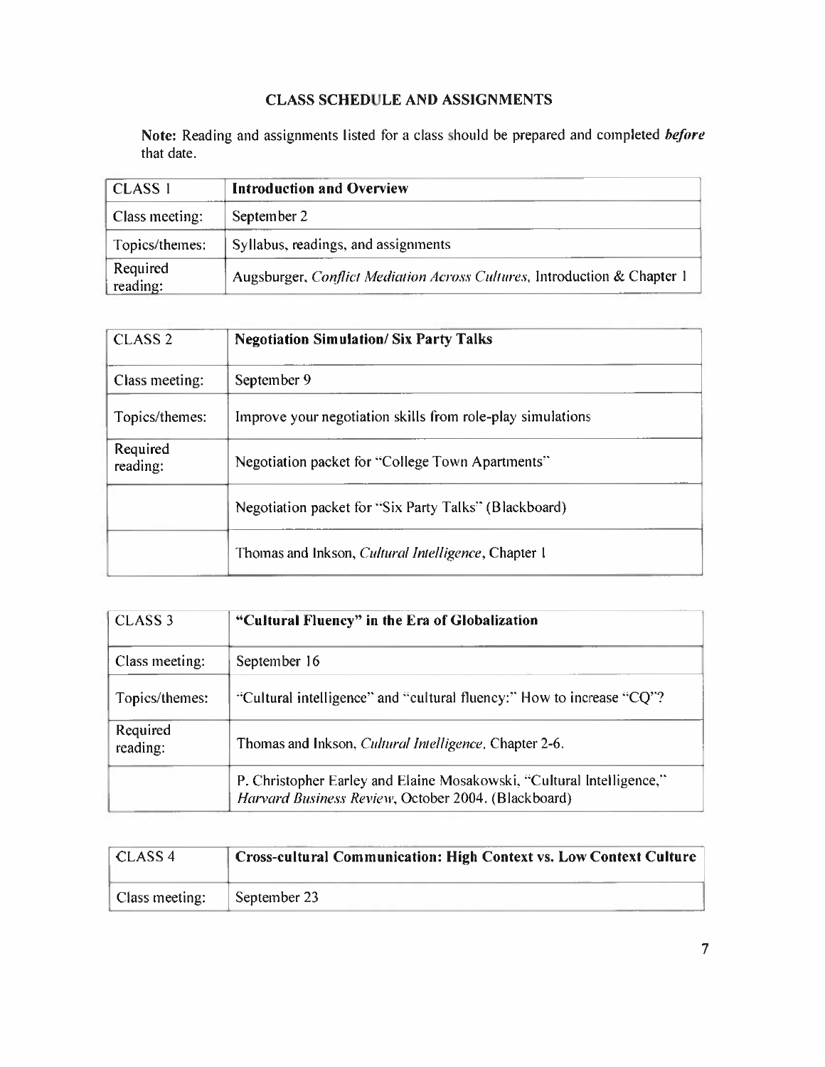## CLASS SCHEDULE AND ASSIGNMENTS

**Note:** Reading and assignments listed for a class should be prepared and completed ***before*** that date.

| CLASS 1 | **Introduction and Overview** |
| --- | --- |
| Class meeting: | September 2 |
| Topics/themes: | Syllabus, readings, and assignments |
| Required reading: | Augsburger, *Conflict Mediation Across Cultures*, Introduction & Chapter 1 |

| CLASS 2 | **Negotiation Simulation/ Six Party Talks** |
| --- | --- |
| Class meeting: | September 9 |
| Topics/themes: | Improve your negotiation skills from role-play simulations |
| Required reading: | Negotiation packet for "College Town Apartments" |
| | Negotiation packet for "Six Party Talks" (Blackboard) |
| | Thomas and Inkson, *Cultural Intelligence*, Chapter 1 |

| CLASS 3 | **"Cultural Fluency" in the Era of Globalization** |
| --- | --- |
| Class meeting: | September 16 |
| Topics/themes: | "Cultural intelligence" and "cultural fluency:" How to increase "CQ"? |
| Required reading: | Thomas and Inkson, *Cultural Intelligence*, Chapter 2-6. |
| | P. Christopher Earley and Elaine Mosakowski, "Cultural Intelligence," *Harvard Business Review*, October 2004. (Blackboard) |

| CLASS 4 | **Cross-cultural Communication: High Context vs. Low Context Culture** |
| --- | --- |
| Class meeting: | September 23 |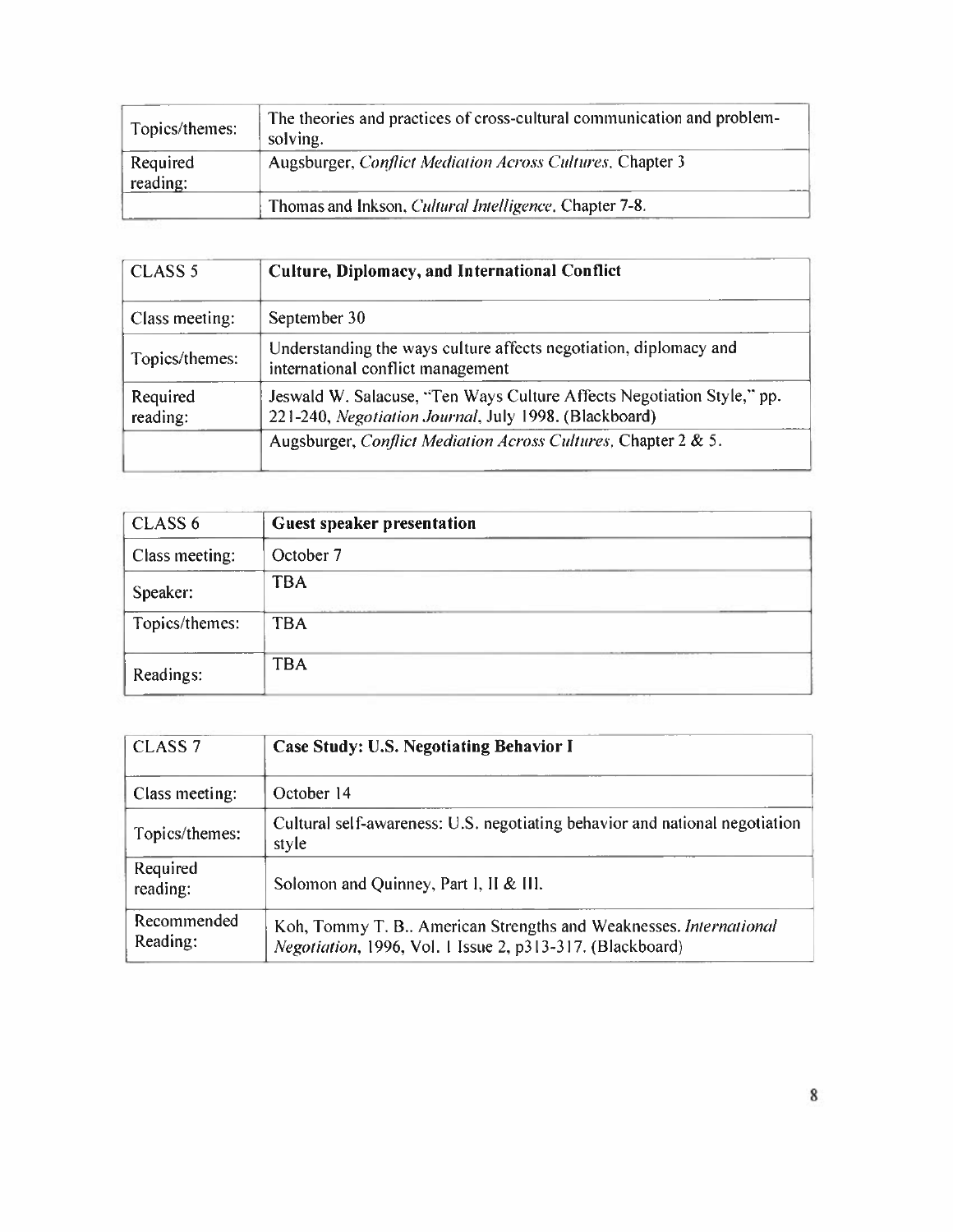| Topics/themes: | The theories and practices of cross-cultural communication and problem-solving. |
|---|---|
| Required reading: | Augsburger, *Conflict Mediation Across Cultures*, Chapter 3 |
| | Thomas and Inkson, *Cultural Intelligence*, Chapter 7-8. |

| CLASS 5 | **Culture, Diplomacy, and International Conflict** |
|---|---|
| Class meeting: | September 30 |
| Topics/themes: | Understanding the ways culture affects negotiation, diplomacy and international conflict management |
| Required reading: | Jeswald W. Salacuse, "Ten Ways Culture Affects Negotiation Style," pp. 221-240, *Negotiation Journal*, July 1998. (Blackboard) |
| | Augsburger, *Conflict Mediation Across Cultures*, Chapter 2 & 5. |

| CLASS 6 | **Guest speaker presentation** |
|---|---|
| Class meeting: | October 7 |
| Speaker: | TBA |
| Topics/themes: | TBA |
| Readings: | TBA |

| CLASS 7 | **Case Study: U.S. Negotiating Behavior I** |
|---|---|
| Class meeting: | October 14 |
| Topics/themes: | Cultural self-awareness: U.S. negotiating behavior and national negotiation style |
| Required reading: | Solomon and Quinney, Part I, II & III. |
| Recommended Reading: | Koh, Tommy T. B.. American Strengths and Weaknesses. *International Negotiation*, 1996, Vol. 1 Issue 2, p313-317. (Blackboard) |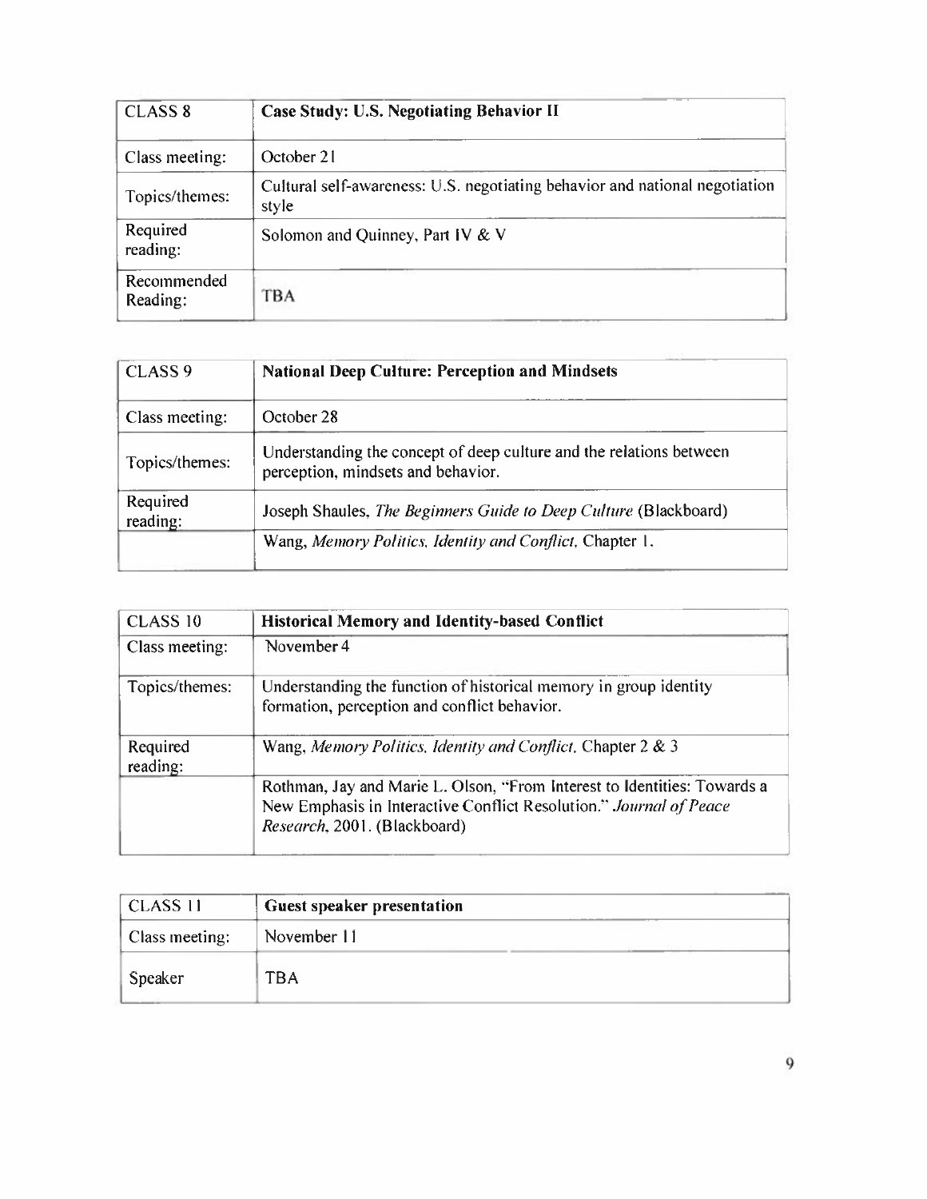| CLASS 8 | **Case Study: U.S. Negotiating Behavior II** |
|---|---|
| Class meeting: | October 21 |
| Topics/themes: | Cultural self-awareness: U.S. negotiating behavior and national negotiation style |
| Required reading: | Solomon and Quinney, Part IV & V |
| Recommended Reading: | TBA |

| CLASS 9 | **National Deep Culture: Perception and Mindsets** |
|---|---|
| Class meeting: | October 28 |
| Topics/themes: | Understanding the concept of deep culture and the relations between perception, mindsets and behavior. |
| Required reading: | Joseph Shaules, *The Beginners Guide to Deep Culture* (Blackboard) |
| | Wang, *Memory Politics, Identity and Conflict*, Chapter 1. |

| CLASS 10 | **Historical Memory and Identity-based Conflict** |
|---|---|
| Class meeting: | November 4 |
| Topics/themes: | Understanding the function of historical memory in group identity formation, perception and conflict behavior. |
| Required reading: | Wang, *Memory Politics, Identity and Conflict*, Chapter 2 & 3 |
| | Rothman, Jay and Marie L. Olson, "From Interest to Identities: Towards a New Emphasis in Interactive Conflict Resolution." *Journal of Peace Research*, 2001. (Blackboard) |

| CLASS 11 | **Guest speaker presentation** |
|---|---|
| Class meeting: | November 11 |
| Speaker | TBA |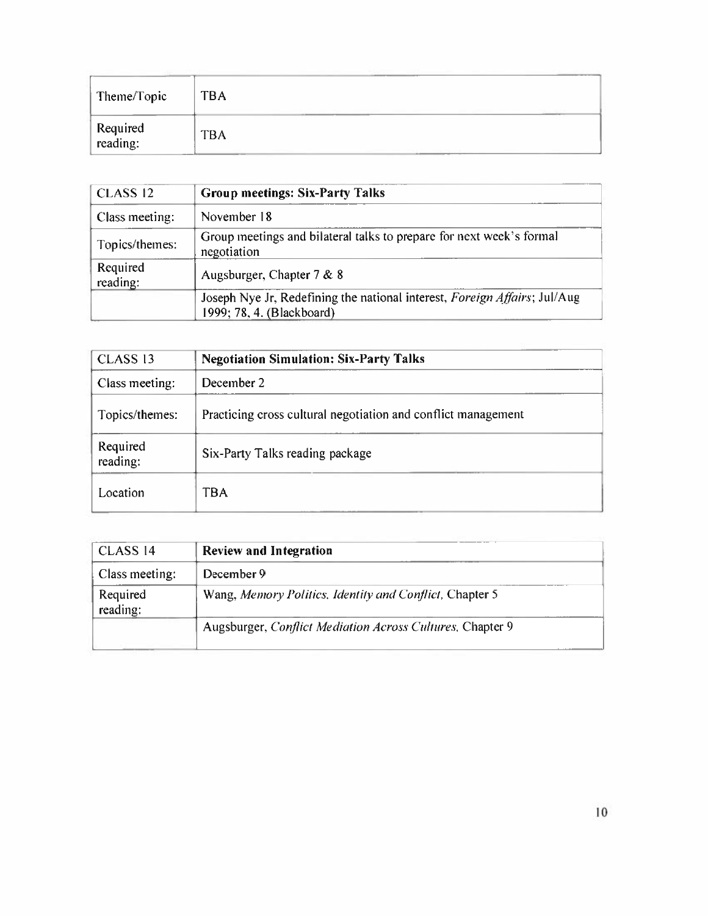| | |
|---|---|
| Theme/Topic | TBA |
| Required reading: | TBA |

| CLASS 12 | **Group meetings: Six-Party Talks** |
|---|---|
| Class meeting: | November 18 |
| Topics/themes: | Group meetings and bilateral talks to prepare for next week's formal negotiation |
| Required reading: | Augsburger, Chapter 7 & 8 |
| | Joseph Nye Jr, Redefining the national interest, *Foreign Affairs*; Jul/Aug 1999; 78, 4. (Blackboard) |

| CLASS 13 | **Negotiation Simulation: Six-Party Talks** |
|---|---|
| Class meeting: | December 2 |
| Topics/themes: | Practicing cross cultural negotiation and conflict management |
| Required reading: | Six-Party Talks reading package |
| Location | TBA |

| CLASS 14 | **Review and Integration** |
|---|---|
| Class meeting: | December 9 |
| Required reading: | Wang, *Memory Politics, Identity and Conflict*, Chapter 5 |
| | Augsburger, *Conflict Mediation Across Cultures*, Chapter 9 |